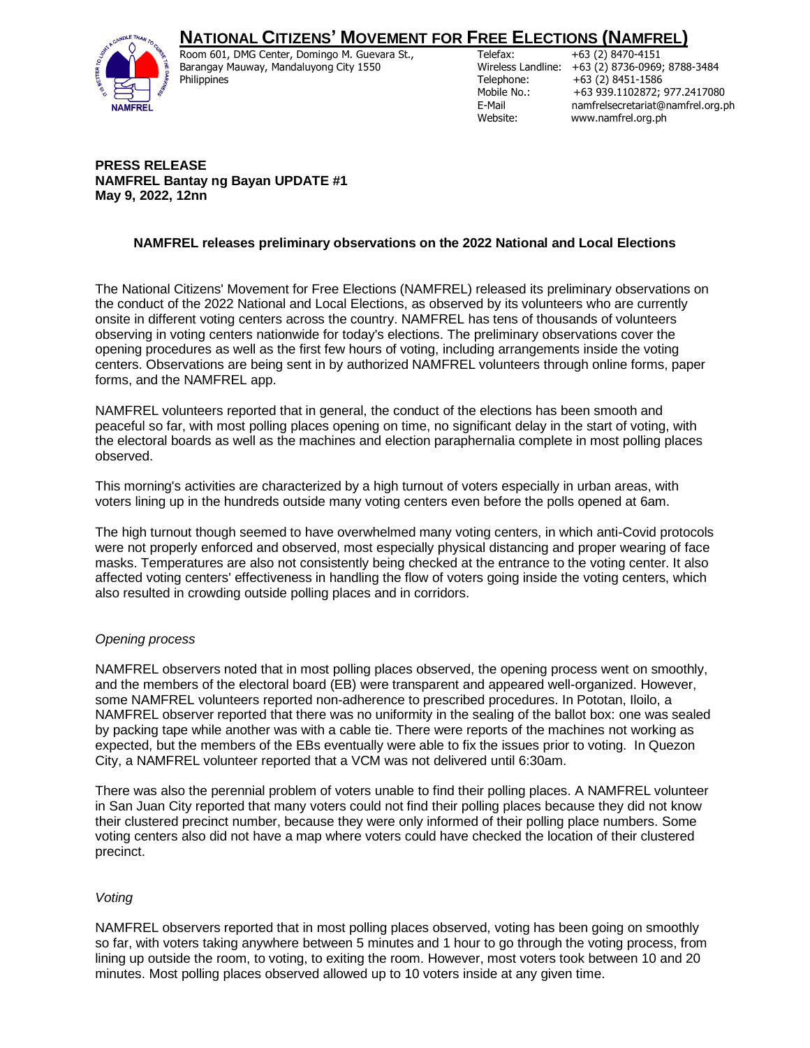# NATIONAL CITIZENS' MOVEMENT FOR FREE ELECTIONS (NAMFREL)

Room 601, DMG Center, Domingo M. Guevara St.,
Barangay Mauway, Mandaluyong City 1550
Philippines

Telefax: +63 (2) 8470-4151
Wireless Landline: +63 (2) 8736-0969; 8788-3484
Telephone: +63 (2) 8451-1586
Mobile No.: +63 939.1102872; 977.2417080
E-Mail namfrelsecretariat@namfrel.org.ph
Website: www.namfrel.org.ph

**PRESS RELEASE**
**NAMFREL Bantay ng Bayan UPDATE #1**
**May 9, 2022, 12nn**

**NAMFREL releases preliminary observations on the 2022 National and Local Elections**

The National Citizens' Movement for Free Elections (NAMFREL) released its preliminary observations on the conduct of the 2022 National and Local Elections, as observed by its volunteers who are currently onsite in different voting centers across the country. NAMFREL has tens of thousands of volunteers observing in voting centers nationwide for today's elections. The preliminary observations cover the opening procedures as well as the first few hours of voting, including arrangements inside the voting centers. Observations are being sent in by authorized NAMFREL volunteers through online forms, paper forms, and the NAMFREL app.

NAMFREL volunteers reported that in general, the conduct of the elections has been smooth and peaceful so far, with most polling places opening on time, no significant delay in the start of voting, with the electoral boards as well as the machines and election paraphernalia complete in most polling places observed.

This morning's activities are characterized by a high turnout of voters especially in urban areas, with voters lining up in the hundreds outside many voting centers even before the polls opened at 6am.

The high turnout though seemed to have overwhelmed many voting centers, in which anti-Covid protocols were not properly enforced and observed, most especially physical distancing and proper wearing of face masks. Temperatures are also not consistently being checked at the entrance to the voting center. It also affected voting centers' effectiveness in handling the flow of voters going inside the voting centers, which also resulted in crowding outside polling places and in corridors.

*Opening process*

NAMFREL observers noted that in most polling places observed, the opening process went on smoothly, and the members of the electoral board (EB) were transparent and appeared well-organized. However, some NAMFREL volunteers reported non-adherence to prescribed procedures. In Pototan, Iloilo, a NAMFREL observer reported that there was no uniformity in the sealing of the ballot box: one was sealed by packing tape while another was with a cable tie. There were reports of the machines not working as expected, but the members of the EBs eventually were able to fix the issues prior to voting. In Quezon City, a NAMFREL volunteer reported that a VCM was not delivered until 6:30am.

There was also the perennial problem of voters unable to find their polling places. A NAMFREL volunteer in San Juan City reported that many voters could not find their polling places because they did not know their clustered precinct number, because they were only informed of their polling place numbers. Some voting centers also did not have a map where voters could have checked the location of their clustered precinct.

*Voting*

NAMFREL observers reported that in most polling places observed, voting has been going on smoothly so far, with voters taking anywhere between 5 minutes and 1 hour to go through the voting process, from lining up outside the room, to voting, to exiting the room. However, most voters took between 10 and 20 minutes. Most polling places observed allowed up to 10 voters inside at any given time.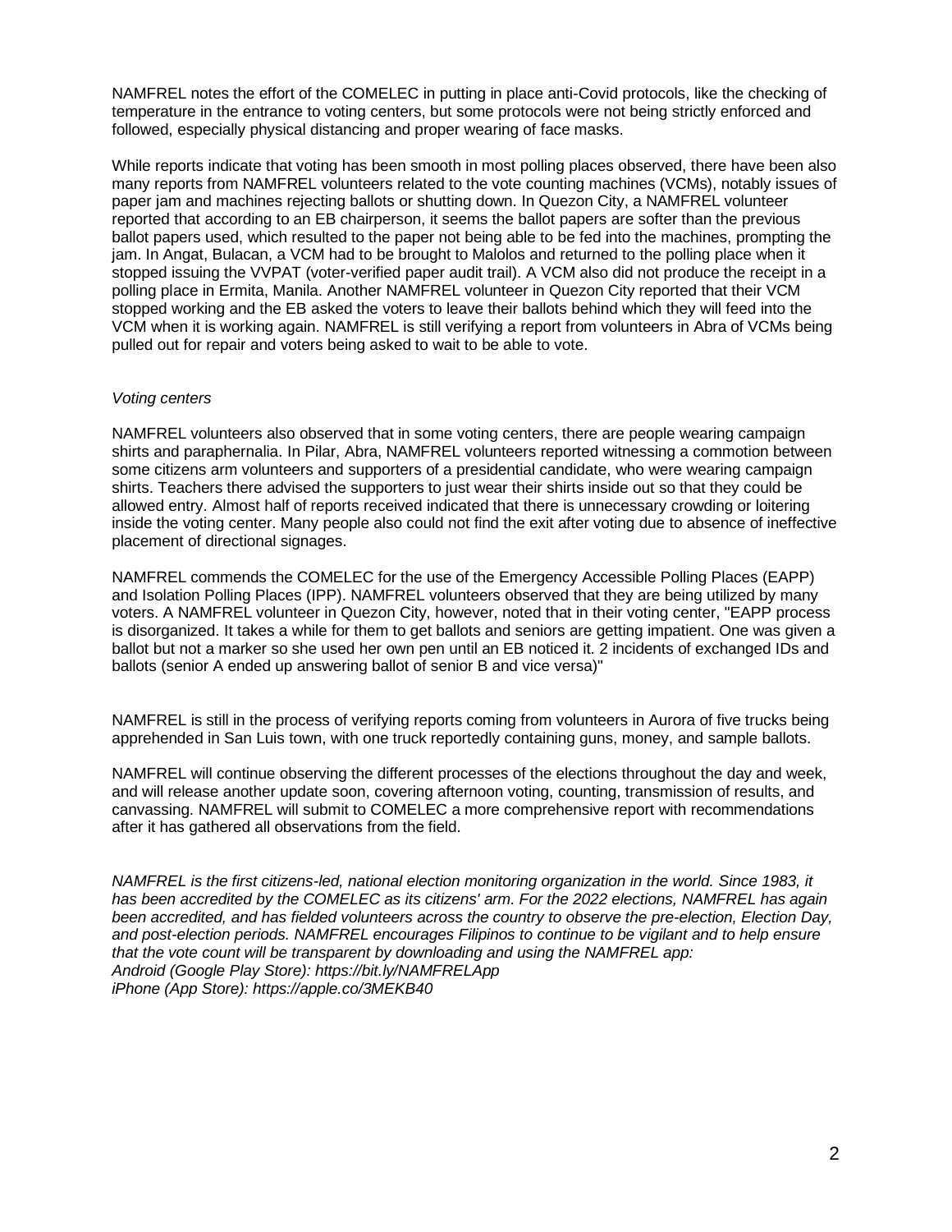NAMFREL notes the effort of the COMELEC in putting in place anti-Covid protocols, like the checking of temperature in the entrance to voting centers, but some protocols were not being strictly enforced and followed, especially physical distancing and proper wearing of face masks.

While reports indicate that voting has been smooth in most polling places observed, there have been also many reports from NAMFREL volunteers related to the vote counting machines (VCMs), notably issues of paper jam and machines rejecting ballots or shutting down. In Quezon City, a NAMFREL volunteer reported that according to an EB chairperson, it seems the ballot papers are softer than the previous ballot papers used, which resulted to the paper not being able to be fed into the machines, prompting the jam. In Angat, Bulacan, a VCM had to be brought to Malolos and returned to the polling place when it stopped issuing the VVPAT (voter-verified paper audit trail). A VCM also did not produce the receipt in a polling place in Ermita, Manila. Another NAMFREL volunteer in Quezon City reported that their VCM stopped working and the EB asked the voters to leave their ballots behind which they will feed into the VCM when it is working again. NAMFREL is still verifying a report from volunteers in Abra of VCMs being pulled out for repair and voters being asked to wait to be able to vote.

*Voting centers*

NAMFREL volunteers also observed that in some voting centers, there are people wearing campaign shirts and paraphernalia. In Pilar, Abra, NAMFREL volunteers reported witnessing a commotion between some citizens arm volunteers and supporters of a presidential candidate, who were wearing campaign shirts. Teachers there advised the supporters to just wear their shirts inside out so that they could be allowed entry. Almost half of reports received indicated that there is unnecessary crowding or loitering inside the voting center. Many people also could not find the exit after voting due to absence of ineffective placement of directional signages.

NAMFREL commends the COMELEC for the use of the Emergency Accessible Polling Places (EAPP) and Isolation Polling Places (IPP). NAMFREL volunteers observed that they are being utilized by many voters. A NAMFREL volunteer in Quezon City, however, noted that in their voting center, "EAPP process is disorganized. It takes a while for them to get ballots and seniors are getting impatient. One was given a ballot but not a marker so she used her own pen until an EB noticed it. 2 incidents of exchanged IDs and ballots (senior A ended up answering ballot of senior B and vice versa)"

NAMFREL is still in the process of verifying reports coming from volunteers in Aurora of five trucks being apprehended in San Luis town, with one truck reportedly containing guns, money, and sample ballots.

NAMFREL will continue observing the different processes of the elections throughout the day and week, and will release another update soon, covering afternoon voting, counting, transmission of results, and canvassing. NAMFREL will submit to COMELEC a more comprehensive report with recommendations after it has gathered all observations from the field.

*NAMFREL is the first citizens-led, national election monitoring organization in the world. Since 1983, it has been accredited by the COMELEC as its citizens' arm. For the 2022 elections, NAMFREL has again been accredited, and has fielded volunteers across the country to observe the pre-election, Election Day, and post-election periods. NAMFREL encourages Filipinos to continue to be vigilant and to help ensure that the vote count will be transparent by downloading and using the NAMFREL app:*
*Android (Google Play Store): https://bit.ly/NAMFRELApp*
*iPhone (App Store): https://apple.co/3MEKB40*